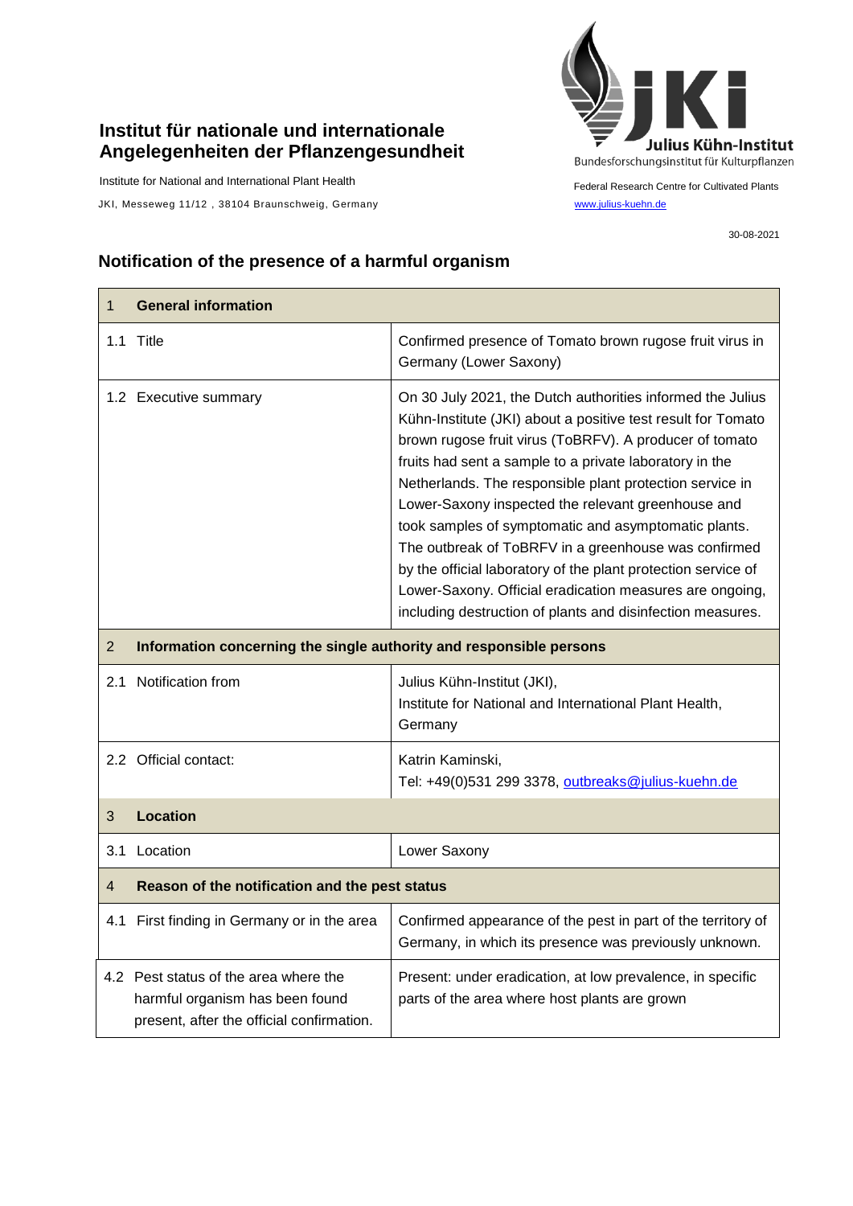**Institut für nationale und internationale Angelegenheiten der Pflanzengesundheit**

Institute for National and International Plant Health

JKI, Messeweg 11/12 , 38104 Braunschweig, Germany

Julius Kühn-Institut
Bundesforschungsinstitut für Kulturpflanzen

Federal Research Centre for Cultivated Plants

www.julius-kuehn.de

30-08-2021

## Notification of the presence of a harmful organism

| 1 General information | |
|---|---|
| 1.1 Title | Confirmed presence of Tomato brown rugose fruit virus in Germany (Lower Saxony) |
| 1.2 Executive summary | On 30 July 2021, the Dutch authorities informed the Julius Kühn-Institute (JKI) about a positive test result for Tomato brown rugose fruit virus (ToBRFV). A producer of tomato fruits had sent a sample to a private laboratory in the Netherlands. The responsible plant protection service in Lower-Saxony inspected the relevant greenhouse and took samples of symptomatic and asymptomatic plants. The outbreak of ToBRFV in a greenhouse was confirmed by the official laboratory of the plant protection service of Lower-Saxony. Official eradication measures are ongoing, including destruction of plants and disinfection measures. |
| **2 Information concerning the single authority and responsible persons** | |
| 2.1 Notification from | Julius Kühn-Institut (JKI), Institute for National and International Plant Health, Germany |
| 2.2 Official contact: | Katrin Kaminski, Tel: +49(0)531 299 3378, outbreaks@julius-kuehn.de |
| **3 Location** | |
| 3.1 Location | Lower Saxony |
| **4 Reason of the notification and the pest status** | |
| 4.1 First finding in Germany or in the area | Confirmed appearance of the pest in part of the territory of Germany, in which its presence was previously unknown. |
| 4.2 Pest status of the area where the harmful organism has been found present, after the official confirmation. | Present: under eradication, at low prevalence, in specific parts of the area where host plants are grown |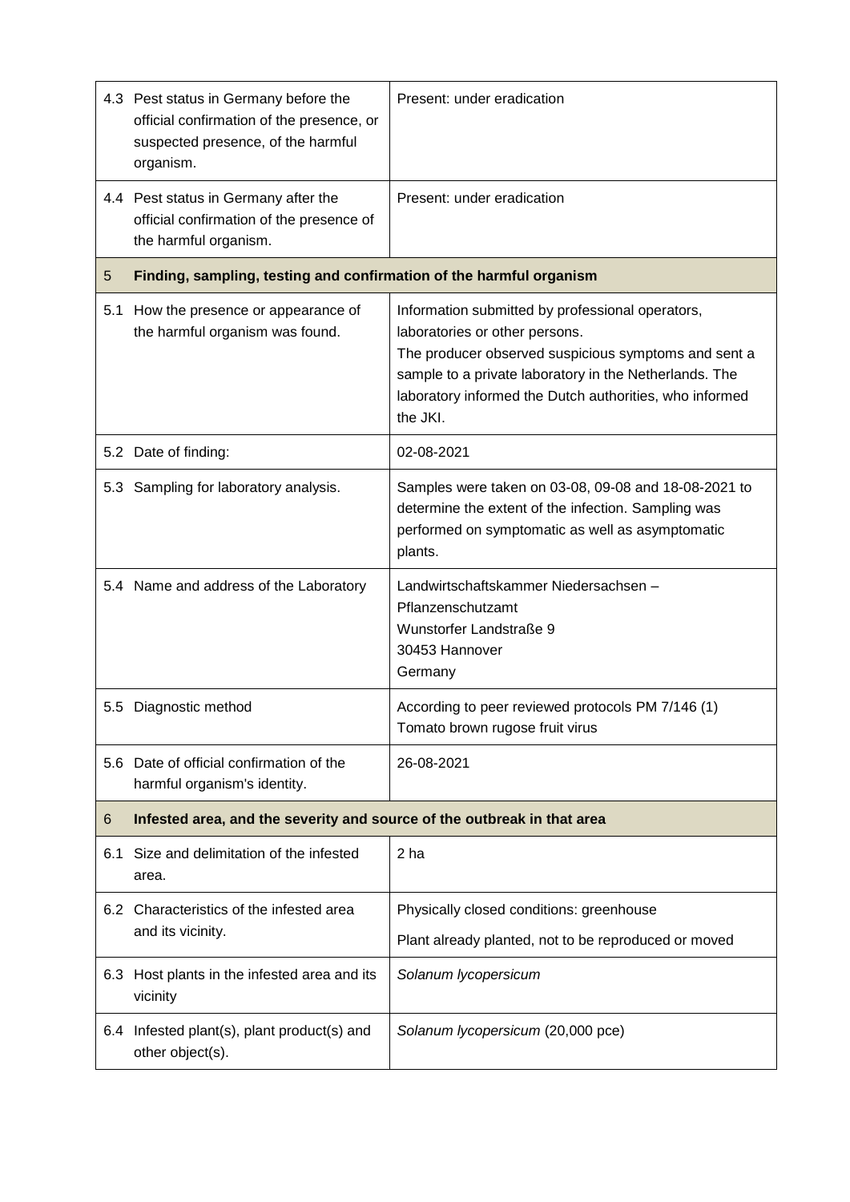| | | |
|---|---|---|
| 4.3 | Pest status in Germany before the official confirmation of the presence, or suspected presence, of the harmful organism. | Present: under eradication |
| 4.4 | Pest status in Germany after the official confirmation of the presence of the harmful organism. | Present: under eradication |
| **5** | **Finding, sampling, testing and confirmation of the harmful organism** | |
| 5.1 | How the presence or appearance of the harmful organism was found. | Information submitted by professional operators, laboratories or other persons.<br>The producer observed suspicious symptoms and sent a sample to a private laboratory in the Netherlands. The laboratory informed the Dutch authorities, who informed the JKI. |
| 5.2 | Date of finding: | 02-08-2021 |
| 5.3 | Sampling for laboratory analysis. | Samples were taken on 03-08, 09-08 and 18-08-2021 to determine the extent of the infection. Sampling was performed on symptomatic as well as asymptomatic plants. |
| 5.4 | Name and address of the Laboratory | Landwirtschaftskammer Niedersachsen – Pflanzenschutzamt<br>Wunstorfer Landstraße 9<br>30453 Hannover<br>Germany |
| 5.5 | Diagnostic method | According to peer reviewed protocols PM 7/146 (1) Tomato brown rugose fruit virus |
| 5.6 | Date of official confirmation of the harmful organism's identity. | 26-08-2021 |
| **6** | **Infested area, and the severity and source of the outbreak in that area** | |
| 6.1 | Size and delimitation of the infested area. | 2 ha |
| 6.2 | Characteristics of the infested area and its vicinity. | Physically closed conditions: greenhouse<br>Plant already planted, not to be reproduced or moved |
| 6.3 | Host plants in the infested area and its vicinity | *Solanum lycopersicum* |
| 6.4 | Infested plant(s), plant product(s) and other object(s). | *Solanum lycopersicum* (20,000 pce) |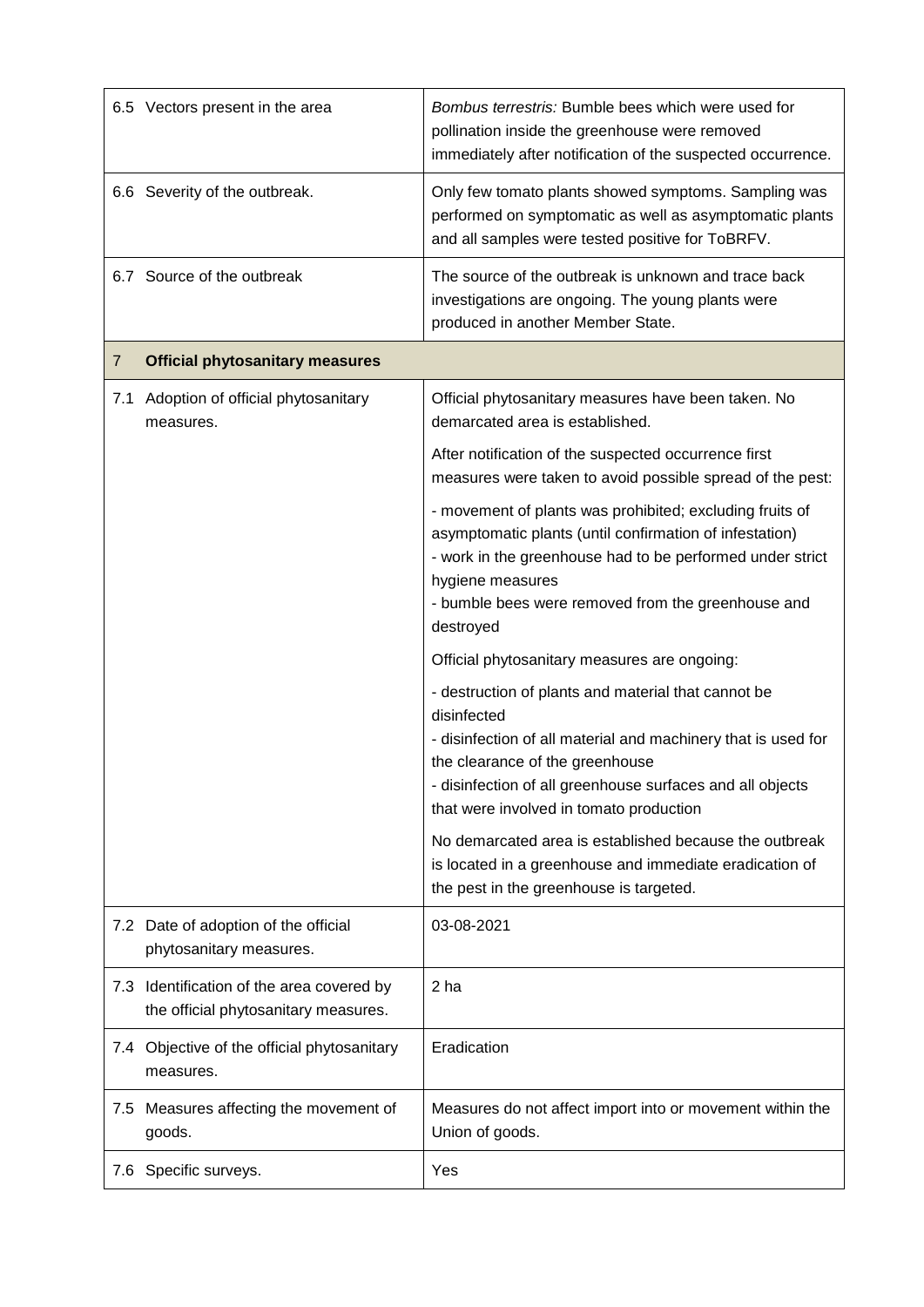| | | |
|---|---|---|
| 6.5 | Vectors present in the area | *Bombus terrestris:* Bumble bees which were used for pollination inside the greenhouse were removed immediately after notification of the suspected occurrence. |
| 6.6 | Severity of the outbreak. | Only few tomato plants showed symptoms. Sampling was performed on symptomatic as well as asymptomatic plants and all samples were tested positive for ToBRFV. |
| 6.7 | Source of the outbreak | The source of the outbreak is unknown and trace back investigations are ongoing. The young plants were produced in another Member State. |
| 7 | **Official phytosanitary measures** | |
| 7.1 | Adoption of official phytosanitary measures. | Official phytosanitary measures have been taken. No demarcated area is established.<br><br>After notification of the suspected occurrence first measures were taken to avoid possible spread of the pest:<br><br>- movement of plants was prohibited; excluding fruits of asymptomatic plants (until confirmation of infestation)<br>- work in the greenhouse had to be performed under strict hygiene measures<br>- bumble bees were removed from the greenhouse and destroyed<br><br>Official phytosanitary measures are ongoing:<br><br>- destruction of plants and material that cannot be disinfected<br>- disinfection of all material and machinery that is used for the clearance of the greenhouse<br>- disinfection of all greenhouse surfaces and all objects that were involved in tomato production<br><br>No demarcated area is established because the outbreak is located in a greenhouse and immediate eradication of the pest in the greenhouse is targeted. |
| 7.2 | Date of adoption of the official phytosanitary measures. | 03-08-2021 |
| 7.3 | Identification of the area covered by the official phytosanitary measures. | 2 ha |
| 7.4 | Objective of the official phytosanitary measures. | Eradication |
| 7.5 | Measures affecting the movement of goods. | Measures do not affect import into or movement within the Union of goods. |
| 7.6 | Specific surveys. | Yes |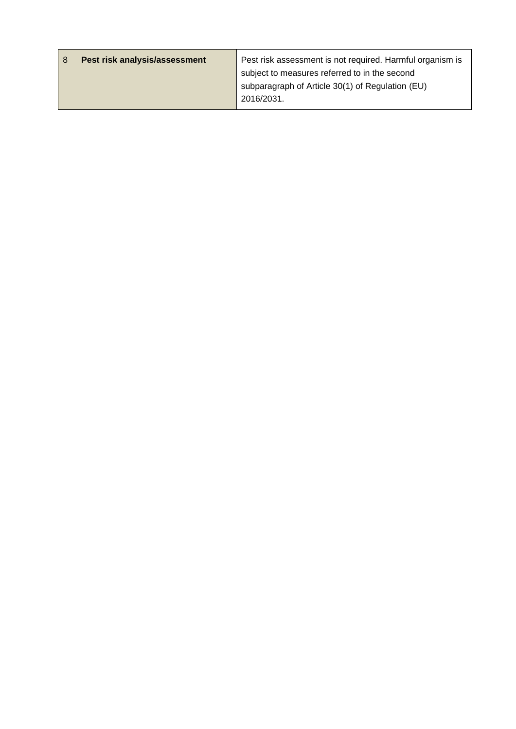| | | |
|---|---|---|
| 8 | **Pest risk analysis/assessment** | Pest risk assessment is not required. Harmful organism is subject to measures referred to in the second subparagraph of Article 30(1) of Regulation (EU) 2016/2031. |